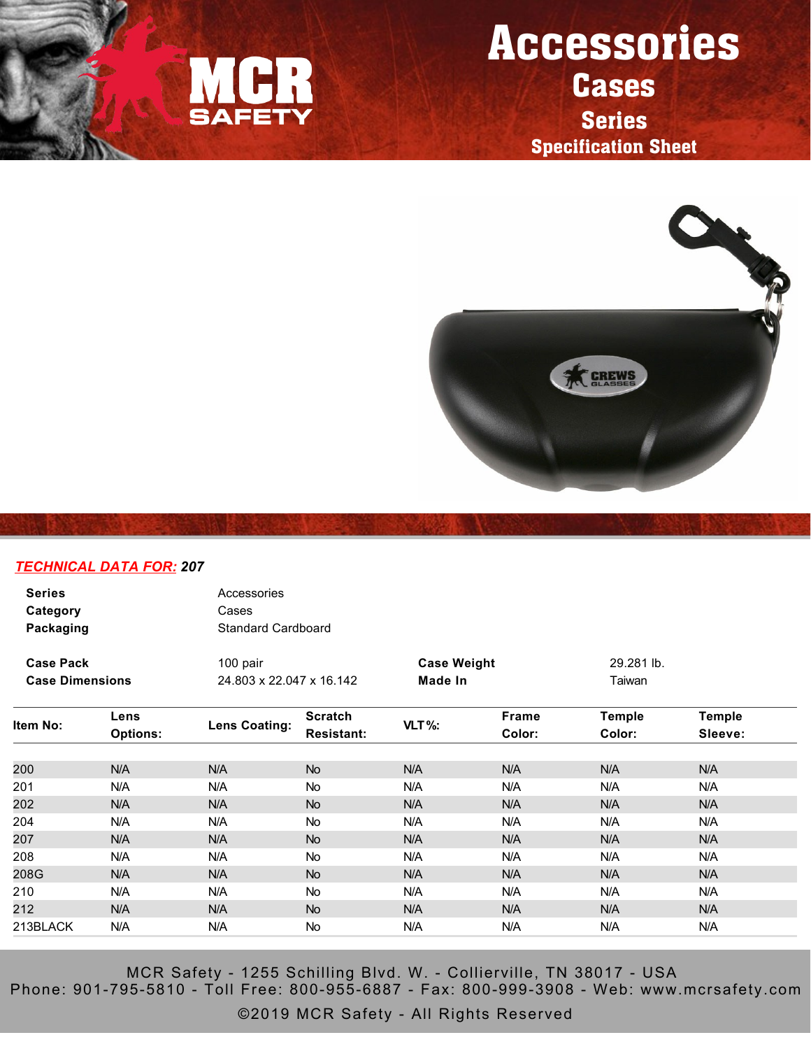# Accessories

## Cases

### Series

### Specification Sheet

***TECHNICAL DATA FOR:* 207**

| | |
|---|---|
| **Series** | Accessories |
| **Category** | Cases |
| **Packaging** | Standard Cardboard |

| | | | |
|---|---|---|---|
| **Case Pack** | 100 pair | **Case Weight** | 29.281 lb. |
| **Case Dimensions** | 24.803 x 22.047 x 16.142 | **Made In** | Taiwan |

| Item No: | Lens Options: | Lens Coating: | Scratch Resistant: | VLT%: | Frame Color: | Temple Color: | Temple Sleeve: |
|---|---|---|---|---|---|---|---|
| 200 | N/A | N/A | No | N/A | N/A | N/A | N/A |
| 201 | N/A | N/A | No | N/A | N/A | N/A | N/A |
| 202 | N/A | N/A | No | N/A | N/A | N/A | N/A |
| 204 | N/A | N/A | No | N/A | N/A | N/A | N/A |
| 207 | N/A | N/A | No | N/A | N/A | N/A | N/A |
| 208 | N/A | N/A | No | N/A | N/A | N/A | N/A |
| 208G | N/A | N/A | No | N/A | N/A | N/A | N/A |
| 210 | N/A | N/A | No | N/A | N/A | N/A | N/A |
| 212 | N/A | N/A | No | N/A | N/A | N/A | N/A |
| 213BLACK | N/A | N/A | No | N/A | N/A | N/A | N/A |

MCR Safety - 1255 Schilling Blvd. W. - Collierville, TN 38017 - USA
Phone: 901-795-5810 - Toll Free: 800-955-6887 - Fax: 800-999-3908 - Web: www.mcrsafety.com

©2019 MCR Safety - All Rights Reserved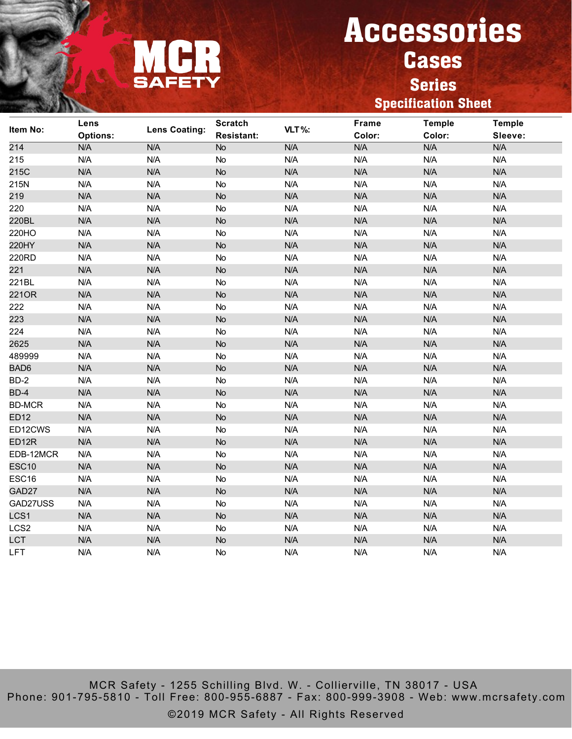# Accessories

## Cases

### Series

### Specification Sheet

| Item No: | Lens Options: | Lens Coating: | Scratch Resistant: | VLT%: | Frame Color: | Temple Color: | Temple Sleeve: |
|---|---|---|---|---|---|---|---|
| 214 | N/A | N/A | No | N/A | N/A | N/A | N/A |
| 215 | N/A | N/A | No | N/A | N/A | N/A | N/A |
| 215C | N/A | N/A | No | N/A | N/A | N/A | N/A |
| 215N | N/A | N/A | No | N/A | N/A | N/A | N/A |
| 219 | N/A | N/A | No | N/A | N/A | N/A | N/A |
| 220 | N/A | N/A | No | N/A | N/A | N/A | N/A |
| 220BL | N/A | N/A | No | N/A | N/A | N/A | N/A |
| 220HO | N/A | N/A | No | N/A | N/A | N/A | N/A |
| 220HY | N/A | N/A | No | N/A | N/A | N/A | N/A |
| 220RD | N/A | N/A | No | N/A | N/A | N/A | N/A |
| 221 | N/A | N/A | No | N/A | N/A | N/A | N/A |
| 221BL | N/A | N/A | No | N/A | N/A | N/A | N/A |
| 221OR | N/A | N/A | No | N/A | N/A | N/A | N/A |
| 222 | N/A | N/A | No | N/A | N/A | N/A | N/A |
| 223 | N/A | N/A | No | N/A | N/A | N/A | N/A |
| 224 | N/A | N/A | No | N/A | N/A | N/A | N/A |
| 2625 | N/A | N/A | No | N/A | N/A | N/A | N/A |
| 489999 | N/A | N/A | No | N/A | N/A | N/A | N/A |
| BAD6 | N/A | N/A | No | N/A | N/A | N/A | N/A |
| BD-2 | N/A | N/A | No | N/A | N/A | N/A | N/A |
| BD-4 | N/A | N/A | No | N/A | N/A | N/A | N/A |
| BD-MCR | N/A | N/A | No | N/A | N/A | N/A | N/A |
| ED12 | N/A | N/A | No | N/A | N/A | N/A | N/A |
| ED12CWS | N/A | N/A | No | N/A | N/A | N/A | N/A |
| ED12R | N/A | N/A | No | N/A | N/A | N/A | N/A |
| EDB-12MCR | N/A | N/A | No | N/A | N/A | N/A | N/A |
| ESC10 | N/A | N/A | No | N/A | N/A | N/A | N/A |
| ESC16 | N/A | N/A | No | N/A | N/A | N/A | N/A |
| GAD27 | N/A | N/A | No | N/A | N/A | N/A | N/A |
| GAD27USS | N/A | N/A | No | N/A | N/A | N/A | N/A |
| LCS1 | N/A | N/A | No | N/A | N/A | N/A | N/A |
| LCS2 | N/A | N/A | No | N/A | N/A | N/A | N/A |
| LCT | N/A | N/A | No | N/A | N/A | N/A | N/A |
| LFT | N/A | N/A | No | N/A | N/A | N/A | N/A |

MCR Safety - 1255 Schilling Blvd. W. - Collierville, TN 38017 - USA
Phone: 901-795-5810 - Toll Free: 800-955-6887 - Fax: 800-999-3908 - Web: www.mcrsafety.com

©2019 MCR Safety - All Rights Reserved